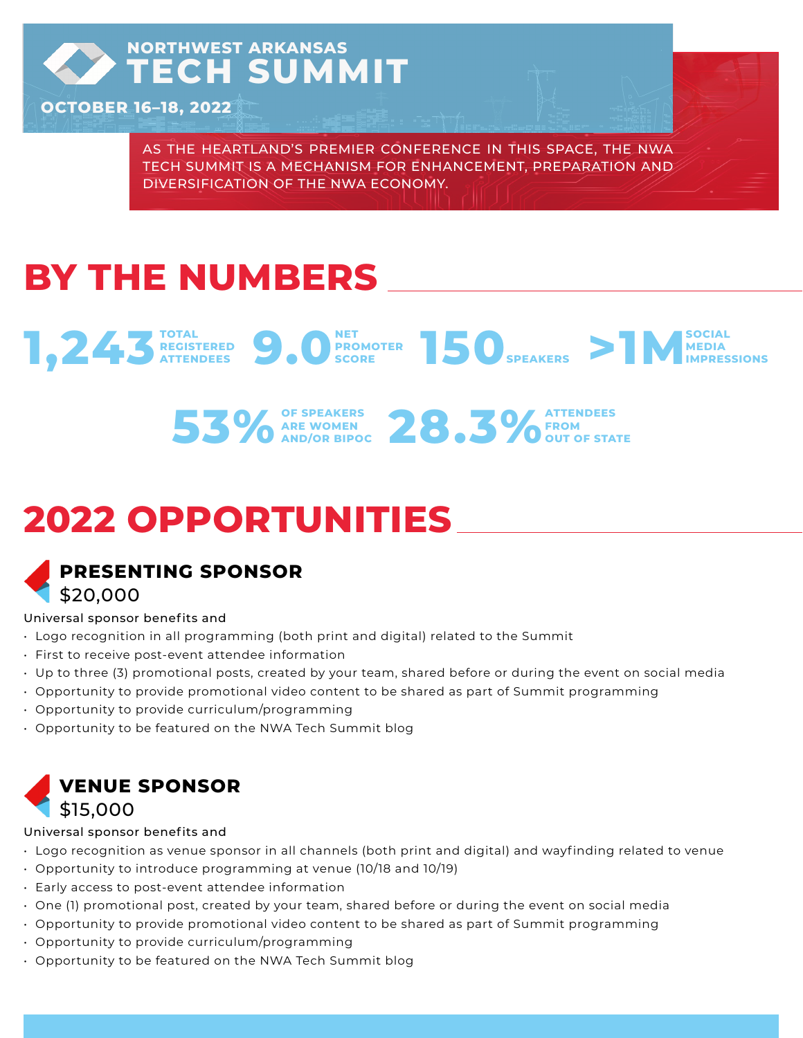# NORTHWEST ARKANSAS TECH SUMMIT

**OCTOBER 16–18, 2022**

AS THE HEARTLAND'S PREMIER CONFERENCE IN THIS SPACE, THE NWA TECH SUMMIT IS A MECHANISM FOR ENHANCEMENT, PREPARATION AND DIVERSIFICATION OF THE NWA ECONOMY.

## BY THE NUMBERS

**1,243** TOTAL REGISTERED ATTENDEES

**9.0** NET PROMOTER SCORE

**150** SPEAKERS

**>1M** SOCIAL MEDIA IMPRESSIONS

**53%** OF SPEAKERS ARE WOMEN AND/OR BIPOC

**28.3%** ATTENDEES FROM OUT OF STATE

## 2022 OPPORTUNITIES

### PRESENTING SPONSOR

$20,000

Universal sponsor benefits and

- Logo recognition in all programming (both print and digital) related to the Summit
- First to receive post-event attendee information
- Up to three (3) promotional posts, created by your team, shared before or during the event on social media
- Opportunity to provide promotional video content to be shared as part of Summit programming
- Opportunity to provide curriculum/programming
- Opportunity to be featured on the NWA Tech Summit blog

### VENUE SPONSOR

$15,000

Universal sponsor benefits and

- Logo recognition as venue sponsor in all channels (both print and digital) and wayfinding related to venue
- Opportunity to introduce programming at venue (10/18 and 10/19)
- Early access to post-event attendee information
- One (1) promotional post, created by your team, shared before or during the event on social media
- Opportunity to provide promotional video content to be shared as part of Summit programming
- Opportunity to provide curriculum/programming
- Opportunity to be featured on the NWA Tech Summit blog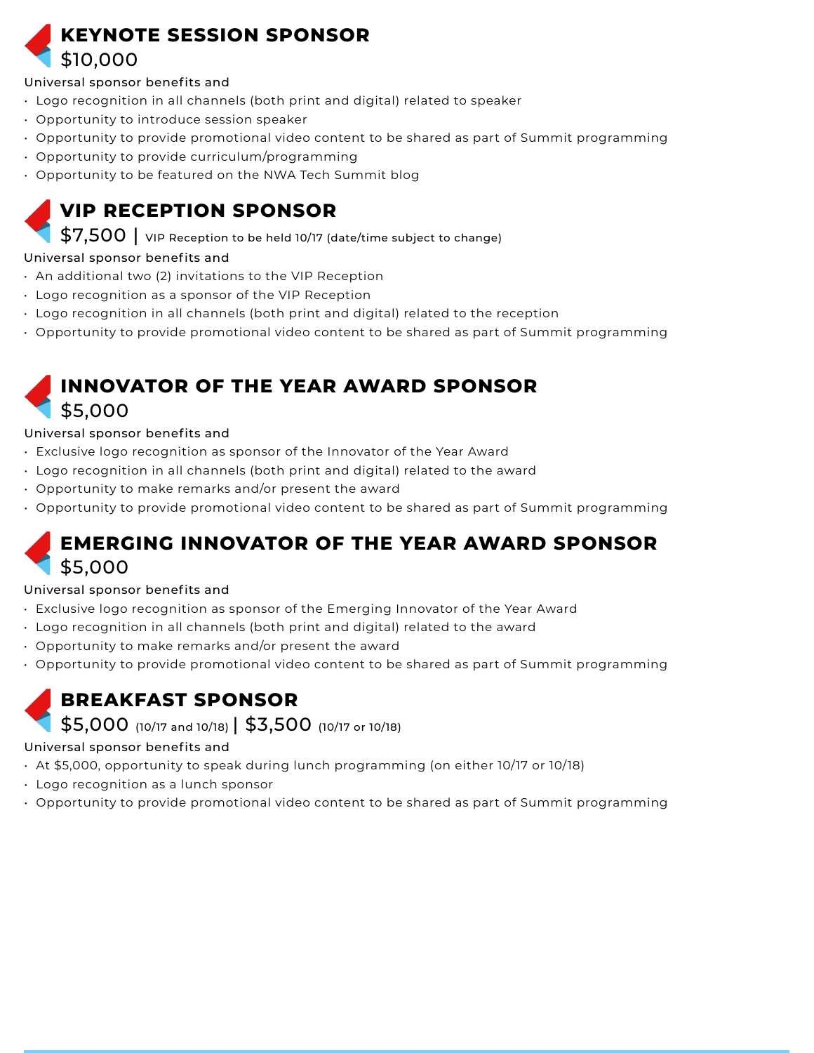## KEYNOTE SESSION SPONSOR

$10,000

Universal sponsor benefits and

- Logo recognition in all channels (both print and digital) related to speaker
- Opportunity to introduce session speaker
- Opportunity to provide promotional video content to be shared as part of Summit programming
- Opportunity to provide curriculum/programming
- Opportunity to be featured on the NWA Tech Summit blog

## VIP RECEPTION SPONSOR

$7,500 | VIP Reception to be held 10/17 (date/time subject to change)

Universal sponsor benefits and

- An additional two (2) invitations to the VIP Reception
- Logo recognition as a sponsor of the VIP Reception
- Logo recognition in all channels (both print and digital) related to the reception
- Opportunity to provide promotional video content to be shared as part of Summit programming

## INNOVATOR OF THE YEAR AWARD SPONSOR

$5,000

Universal sponsor benefits and

- Exclusive logo recognition as sponsor of the Innovator of the Year Award
- Logo recognition in all channels (both print and digital) related to the award
- Opportunity to make remarks and/or present the award
- Opportunity to provide promotional video content to be shared as part of Summit programming

## EMERGING INNOVATOR OF THE YEAR AWARD SPONSOR

$5,000

Universal sponsor benefits and

- Exclusive logo recognition as sponsor of the Emerging Innovator of the Year Award
- Logo recognition in all channels (both print and digital) related to the award
- Opportunity to make remarks and/or present the award
- Opportunity to provide promotional video content to be shared as part of Summit programming

## BREAKFAST SPONSOR

$5,000 (10/17 and 10/18) | $3,500 (10/17 or 10/18)

Universal sponsor benefits and

- At $5,000, opportunity to speak during lunch programming (on either 10/17 or 10/18)
- Logo recognition as a lunch sponsor
- Opportunity to provide promotional video content to be shared as part of Summit programming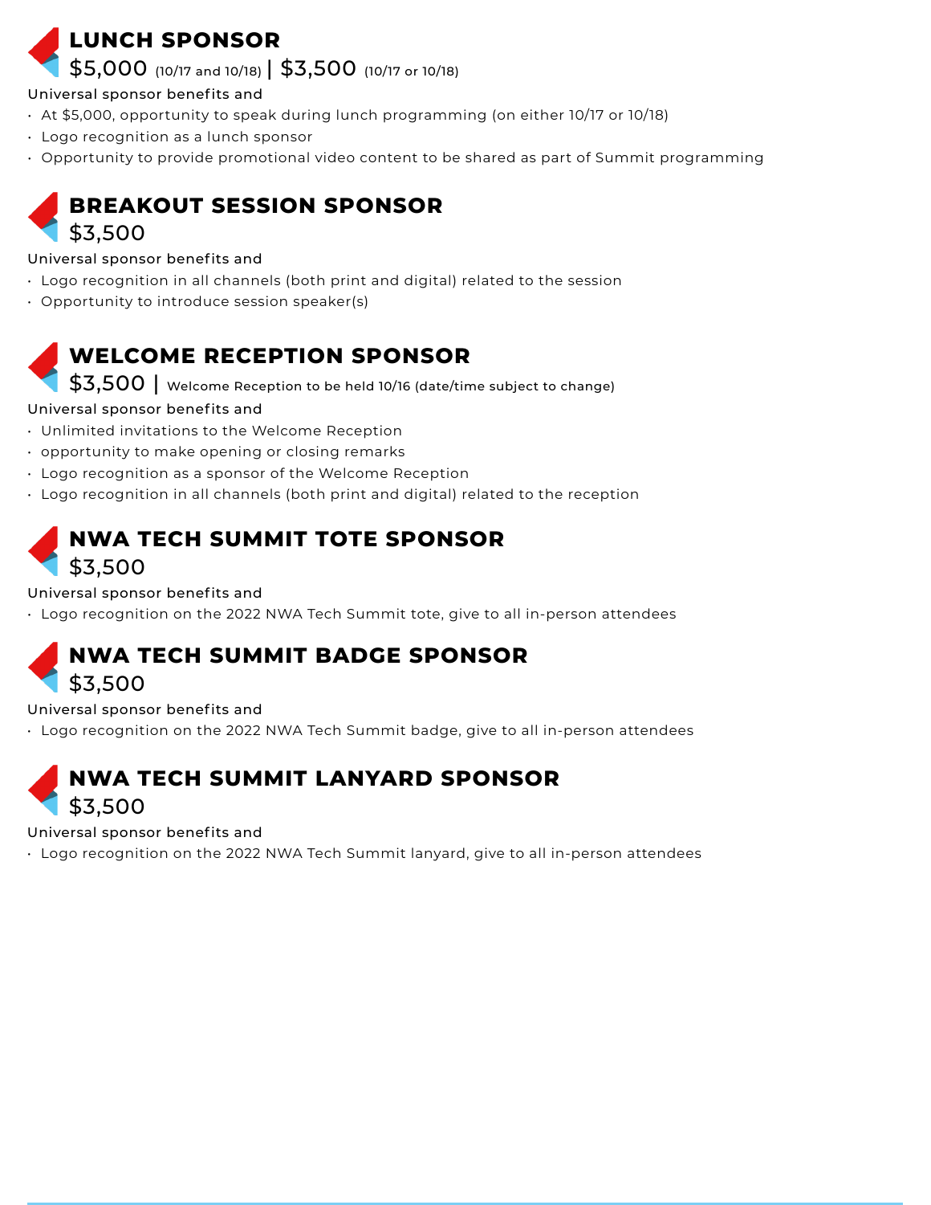## LUNCH SPONSOR

$5,000 (10/17 and 10/18) | $3,500 (10/17 or 10/18)

Universal sponsor benefits and

- At $5,000, opportunity to speak during lunch programming (on either 10/17 or 10/18)
- Logo recognition as a lunch sponsor
- Opportunity to provide promotional video content to be shared as part of Summit programming

## BREAKOUT SESSION SPONSOR

$3,500

Universal sponsor benefits and

- Logo recognition in all channels (both print and digital) related to the session
- Opportunity to introduce session speaker(s)

## WELCOME RECEPTION SPONSOR

$3,500 | Welcome Reception to be held 10/16 (date/time subject to change)

Universal sponsor benefits and

- Unlimited invitations to the Welcome Reception
- opportunity to make opening or closing remarks
- Logo recognition as a sponsor of the Welcome Reception
- Logo recognition in all channels (both print and digital) related to the reception

## NWA TECH SUMMIT TOTE SPONSOR

$3,500

Universal sponsor benefits and

- Logo recognition on the 2022 NWA Tech Summit tote, give to all in-person attendees

## NWA TECH SUMMIT BADGE SPONSOR

$3,500

Universal sponsor benefits and

- Logo recognition on the 2022 NWA Tech Summit badge, give to all in-person attendees

## NWA TECH SUMMIT LANYARD SPONSOR

$3,500

Universal sponsor benefits and

- Logo recognition on the 2022 NWA Tech Summit lanyard, give to all in-person attendees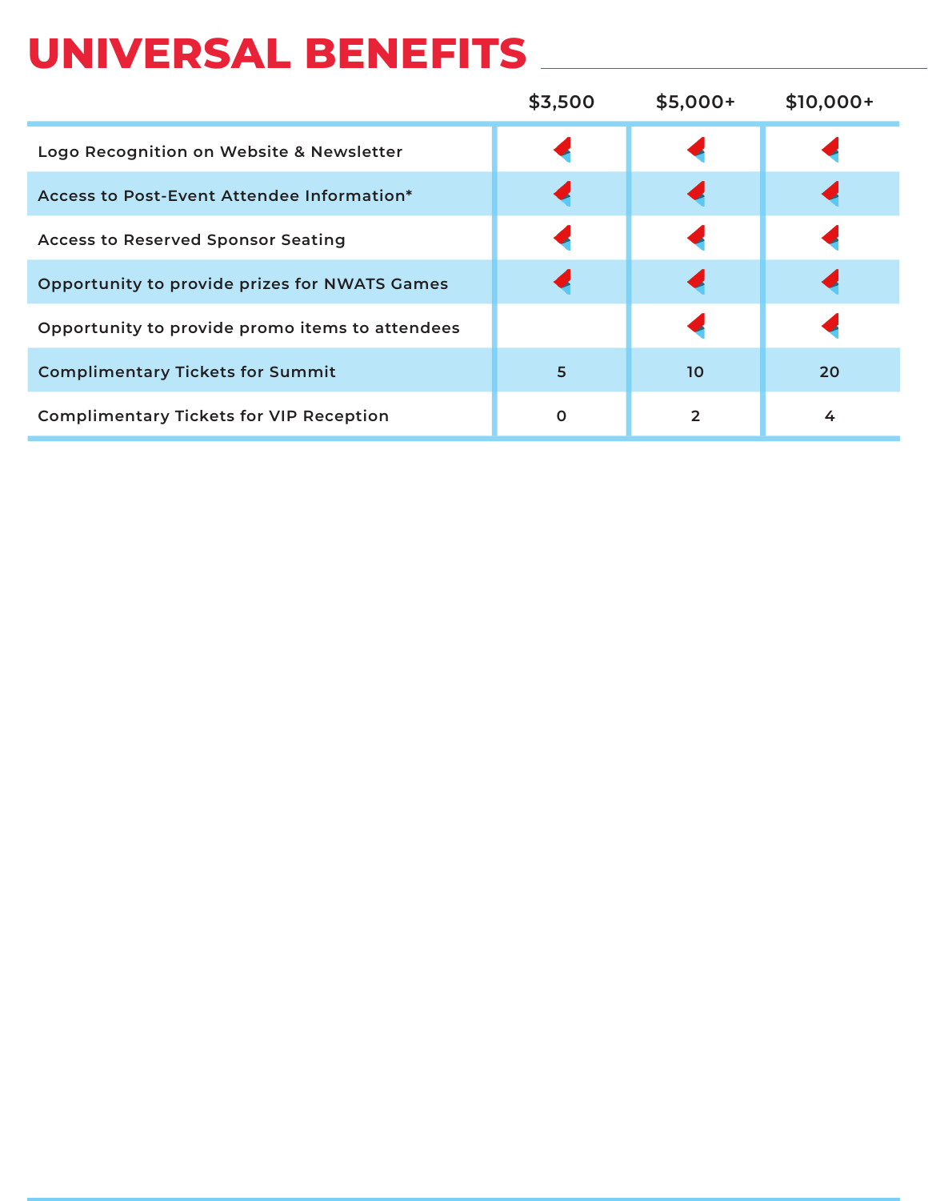# UNIVERSAL BENEFITS

| | $3,500 | $5,000+ | $10,000+ |
|---|---|---|---|
| Logo Recognition on Website & Newsletter | ✓ | ✓ | ✓ |
| Access to Post-Event Attendee Information* | ✓ | ✓ | ✓ |
| Access to Reserved Sponsor Seating | ✓ | ✓ | ✓ |
| Opportunity to provide prizes for NWATS Games | ✓ | ✓ | ✓ |
| Opportunity to provide promo items to attendees | | ✓ | ✓ |
| Complimentary Tickets for Summit | 5 | 10 | 20 |
| Complimentary Tickets for VIP Reception | 0 | 2 | 4 |